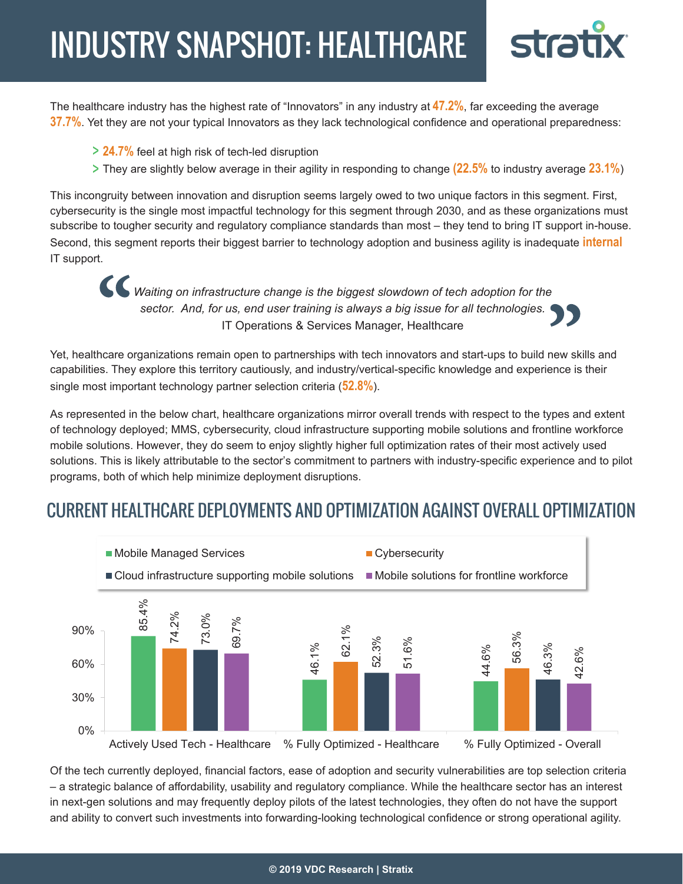# INDUSTRY SNAPSHOT: HEALTHCARE

The healthcare industry has the highest rate of "Innovators" in any industry at **47.2%**, far exceeding the average **37.7%**. Yet they are not your typical Innovators as they lack technological confidence and operational preparedness:

> **24.7%** feel at high risk of tech-led disruption
> They are slightly below average in their agility in responding to change (**22.5%** to industry average **23.1%**)

This incongruity between innovation and disruption seems largely owed to two unique factors in this segment. First, cybersecurity is the single most impactful technology for this segment through 2030, and as these organizations must subscribe to tougher security and regulatory compliance standards than most – they tend to bring IT support in-house. Second, this segment reports their biggest barrier to technology adoption and business agility is inadequate **internal** IT support.

> *"Waiting on infrastructure change is the biggest slowdown of tech adoption for the sector. And, for us, end user training is always a big issue for all technologies."*
> IT Operations & Services Manager, Healthcare

Yet, healthcare organizations remain open to partnerships with tech innovators and start-ups to build new skills and capabilities. They explore this territory cautiously, and industry/vertical-specific knowledge and experience is their single most important technology partner selection criteria (**52.8%**).

As represented in the below chart, healthcare organizations mirror overall trends with respect to the types and extent of technology deployed; MMS, cybersecurity, cloud infrastructure supporting mobile solutions and frontline workforce mobile solutions. However, they do seem to enjoy slightly higher full optimization rates of their most actively used solutions. This is likely attributable to the sector's commitment to partners with industry-specific experience and to pilot programs, both of which help minimize deployment disruptions.

## CURRENT HEALTHCARE DEPLOYMENTS AND OPTIMIZATION AGAINST OVERALL OPTIMIZATION

| | Mobile Managed Services | Cybersecurity | Cloud infrastructure supporting mobile solutions | Mobile solutions for frontline workforce |
|---|---|---|---|---|
| Actively Used Tech - Healthcare | 85.4% | 74.2% | 73.0% | 69.7% |
| % Fully Optimized - Healthcare | 46.1% | 62.1% | 52.3% | 51.6% |
| % Fully Optimized - Overall | 44.6% | 56.3% | 46.3% | 42.6% |

Of the tech currently deployed, financial factors, ease of adoption and security vulnerabilities are top selection criteria – a strategic balance of affordability, usability and regulatory compliance. While the healthcare sector has an interest in next-gen solutions and may frequently deploy pilots of the latest technologies, they often do not have the support and ability to convert such investments into forwarding-looking technological confidence or strong operational agility.

© 2019 VDC Research | Stratix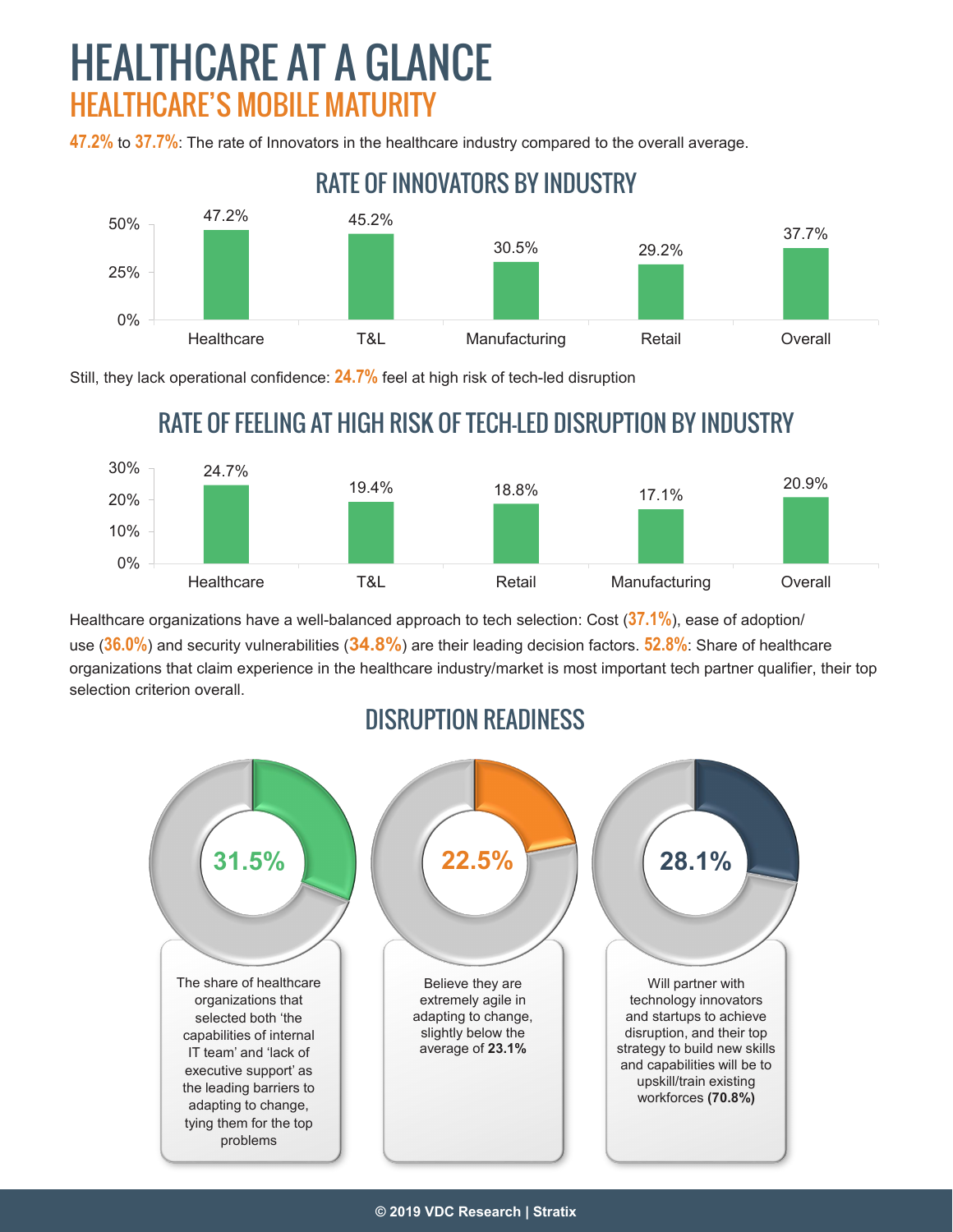# HEALTHCARE AT A GLANCE

## HEALTHCARE'S MOBILE MATURITY

**47.2%** to **37.7%**: The rate of Innovators in the healthcare industry compared to the overall average.

### RATE OF INNOVATORS BY INDUSTRY

50%
25%
0%

47.2% Healthcare
45.2% T&L
30.5% Manufacturing
29.2% Retail
37.7% Overall

Still, they lack operational confidence: **24.7%** feel at high risk of tech-led disruption

### RATE OF FEELING AT HIGH RISK OF TECH-LED DISRUPTION BY INDUSTRY

30%
20%
10%
0%

24.7% Healthcare
19.4% T&L
18.8% Retail
17.1% Manufacturing
20.9% Overall

Healthcare organizations have a well-balanced approach to tech selection: Cost (**37.1%**), ease of adoption/ use (**36.0%**) and security vulnerabilities (**34.8%**) are their leading decision factors. **52.8%**: Share of healthcare organizations that claim experience in the healthcare industry/market is most important tech partner qualifier, their top selection criterion overall.

### DISRUPTION READINESS

**31.5%**

The share of healthcare organizations that selected both 'the capabilities of internal IT team' and 'lack of executive support' as the leading barriers to adapting to change, tying them for the top problems

**22.5%**

Believe they are extremely agile in adapting to change, slightly below the average of **23.1%**

**28.1%**

Will partner with technology innovators and startups to achieve disruption, and their top strategy to build new skills and capabilities will be to upskill/train existing workforces **(70.8%)**

© 2019 VDC Research | Stratix